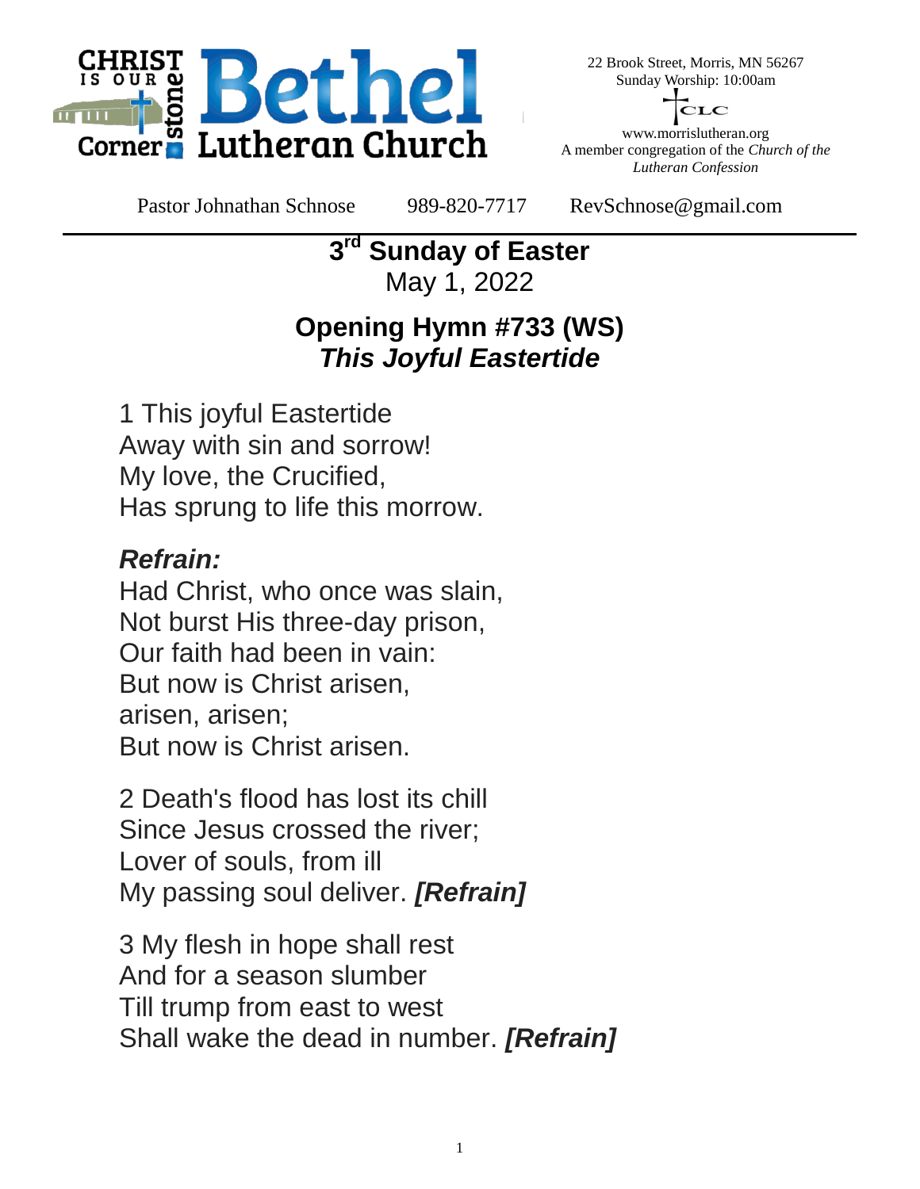# Bethel Lutheran Church

CHRIST IS OUR Cornerstone

22 Brook Street, Morris, MN 56267
Sunday Worship: 10:00am

CLC

www.morrislutheran.org
A member congregation of the *Church of the Lutheran Confession*

Pastor Johnathan Schnose 989-820-7717 RevSchnose@gmail.com

---

## 3rd Sunday of Easter

May 1, 2022

## Opening Hymn #733 (WS)

## *This Joyful Eastertide*

1 This joyful Eastertide
Away with sin and sorrow!
My love, the Crucified,
Has sprung to life this morrow.

***Refrain:***
Had Christ, who once was slain,
Not burst His three-day prison,
Our faith had been in vain:
But now is Christ arisen,
arisen, arisen;
But now is Christ arisen.

2 Death's flood has lost its chill
Since Jesus crossed the river;
Lover of souls, from ill
My passing soul deliver. ***[Refrain]***

3 My flesh in hope shall rest
And for a season slumber
Till trump from east to west
Shall wake the dead in number. ***[Refrain]***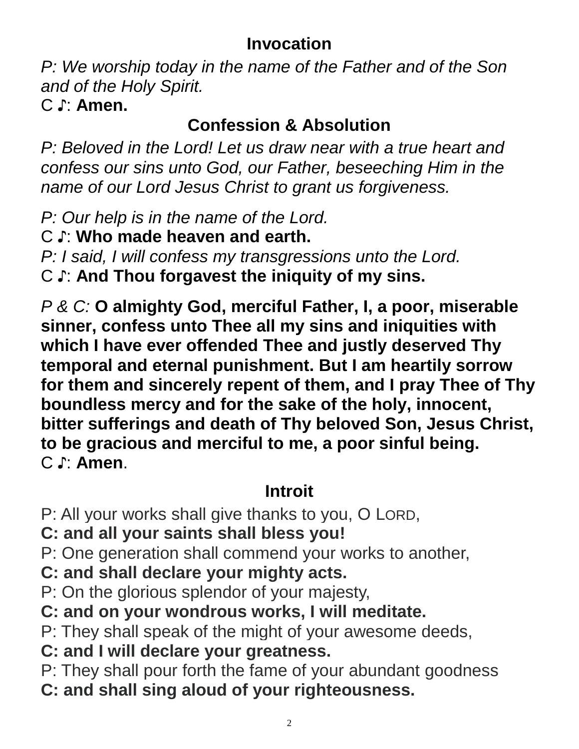## Invocation

*P: We worship today in the name of the Father and of the Son and of the Holy Spirit.*
C ♪: **Amen.**

## Confession & Absolution

*P: Beloved in the Lord! Let us draw near with a true heart and confess our sins unto God, our Father, beseeching Him in the name of our Lord Jesus Christ to grant us forgiveness.*

*P: Our help is in the name of the Lord.*
C ♪: **Who made heaven and earth.**
*P: I said, I will confess my transgressions unto the Lord.*
C ♪: **And Thou forgavest the iniquity of my sins.**

*P & C:* **O almighty God, merciful Father, I, a poor, miserable sinner, confess unto Thee all my sins and iniquities with which I have ever offended Thee and justly deserved Thy temporal and eternal punishment. But I am heartily sorrow for them and sincerely repent of them, and I pray Thee of Thy boundless mercy and for the sake of the holy, innocent, bitter sufferings and death of Thy beloved Son, Jesus Christ, to be gracious and merciful to me, a poor sinful being.**
C ♪: **Amen**.

## Introit

P: All your works shall give thanks to you, O LORD,
**C: and all your saints shall bless you!**
P: One generation shall commend your works to another,
**C: and shall declare your mighty acts.**
P: On the glorious splendor of your majesty,
**C: and on your wondrous works, I will meditate.**
P: They shall speak of the might of your awesome deeds,
**C: and I will declare your greatness.**
P: They shall pour forth the fame of your abundant goodness
**C: and shall sing aloud of your righteousness.**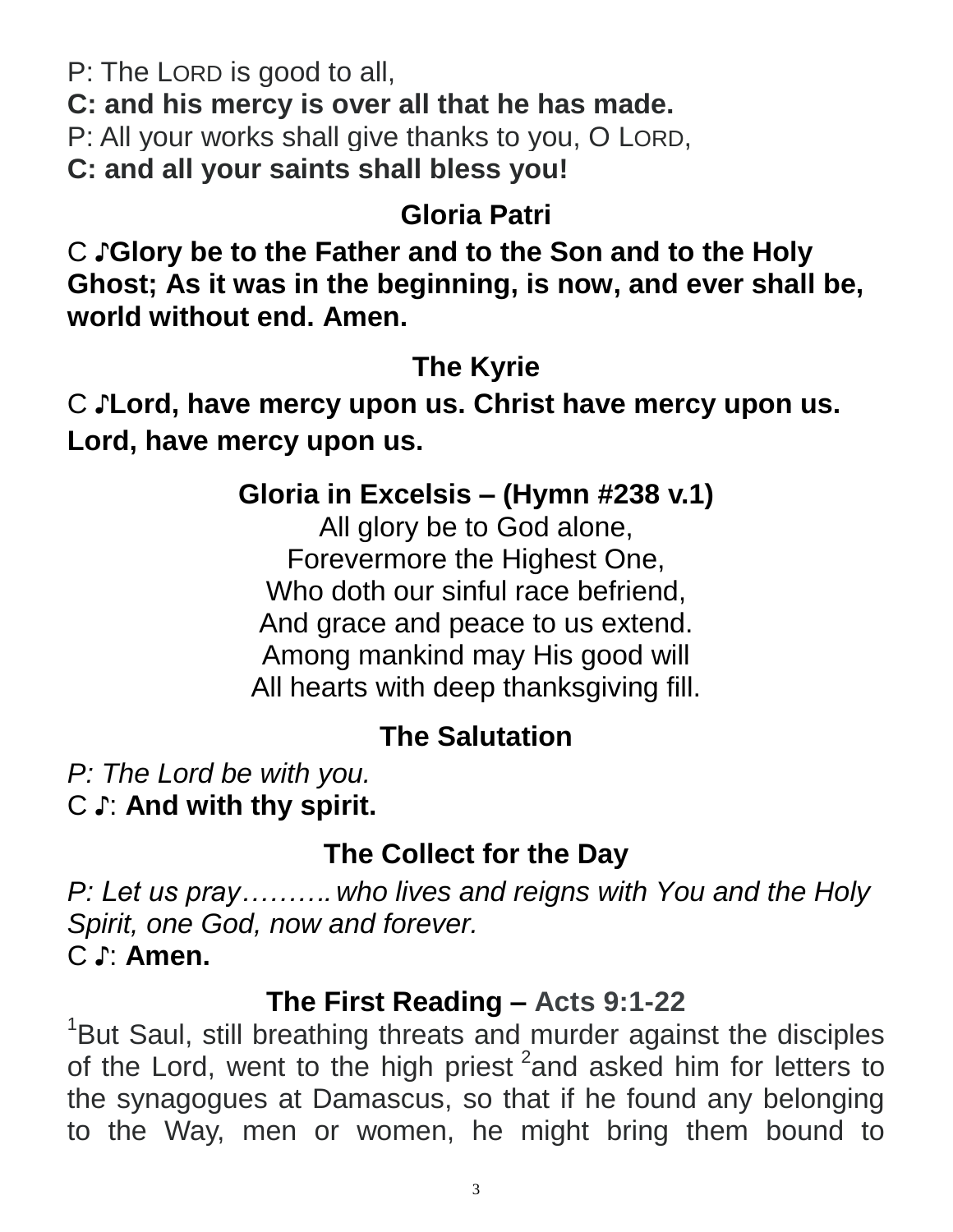P: The LORD is good to all,
**C: and his mercy is over all that he has made.**
P: All your works shall give thanks to you, O LORD,
**C: and all your saints shall bless you!**

## Gloria Patri

C ♪**Glory be to the Father and to the Son and to the Holy Ghost; As it was in the beginning, is now, and ever shall be, world without end. Amen.**

## The Kyrie

C ♪**Lord, have mercy upon us. Christ have mercy upon us. Lord, have mercy upon us.**

## Gloria in Excelsis – (Hymn #238 v.1)

All glory be to God alone,
Forevermore the Highest One,
Who doth our sinful race befriend,
And grace and peace to us extend.
Among mankind may His good will
All hearts with deep thanksgiving fill.

## The Salutation

*P: The Lord be with you.*
C ♪: **And with thy spirit.**

## The Collect for the Day

*P: Let us pray………. who lives and reigns with You and the Holy Spirit, one God, now and forever.*
C ♪: **Amen.**

## The First Reading – Acts 9:1-22

[1]But Saul, still breathing threats and murder against the disciples of the Lord, went to the high priest [2]and asked him for letters to the synagogues at Damascus, so that if he found any belonging to the Way, men or women, he might bring them bound to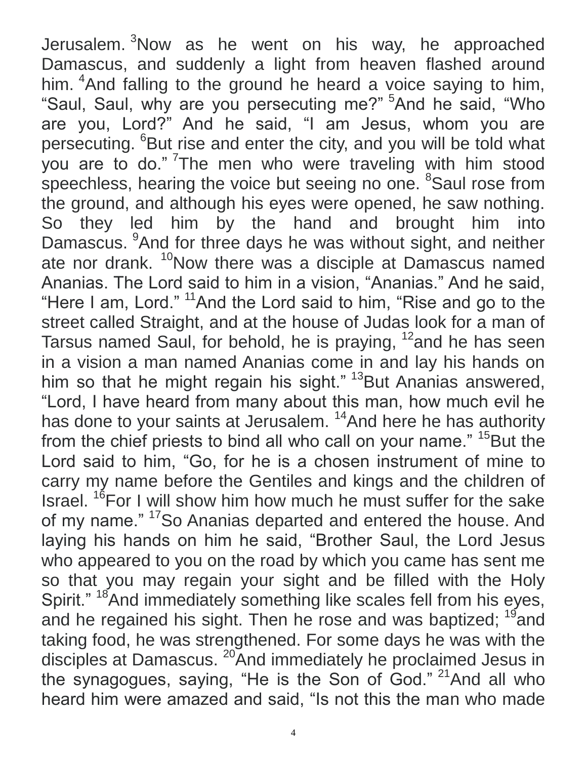Jerusalem. [3]Now as he went on his way, he approached Damascus, and suddenly a light from heaven flashed around him. [4]And falling to the ground he heard a voice saying to him, “Saul, Saul, why are you persecuting me?” [5]And he said, “Who are you, Lord?” And he said, “I am Jesus, whom you are persecuting. [6]But rise and enter the city, and you will be told what you are to do.” [7]The men who were traveling with him stood speechless, hearing the voice but seeing no one. [8]Saul rose from the ground, and although his eyes were opened, he saw nothing. So they led him by the hand and brought him into Damascus. [9]And for three days he was without sight, and neither ate nor drank. [10]Now there was a disciple at Damascus named Ananias. The Lord said to him in a vision, “Ananias.” And he said, “Here I am, Lord.” [11]And the Lord said to him, “Rise and go to the street called Straight, and at the house of Judas look for a man of Tarsus named Saul, for behold, he is praying, [12]and he has seen in a vision a man named Ananias come in and lay his hands on him so that he might regain his sight.” [13]But Ananias answered, “Lord, I have heard from many about this man, how much evil he has done to your saints at Jerusalem. [14]And here he has authority from the chief priests to bind all who call on your name.” [15]But the Lord said to him, “Go, for he is a chosen instrument of mine to carry my name before the Gentiles and kings and the children of Israel. [16]For I will show him how much he must suffer for the sake of my name.” [17]So Ananias departed and entered the house. And laying his hands on him he said, “Brother Saul, the Lord Jesus who appeared to you on the road by which you came has sent me so that you may regain your sight and be filled with the Holy Spirit.” [18]And immediately something like scales fell from his eyes, and he regained his sight. Then he rose and was baptized; [19]and taking food, he was strengthened. For some days he was with the disciples at Damascus. [20]And immediately he proclaimed Jesus in the synagogues, saying, “He is the Son of God.” [21]And all who heard him were amazed and said, “Is not this the man who made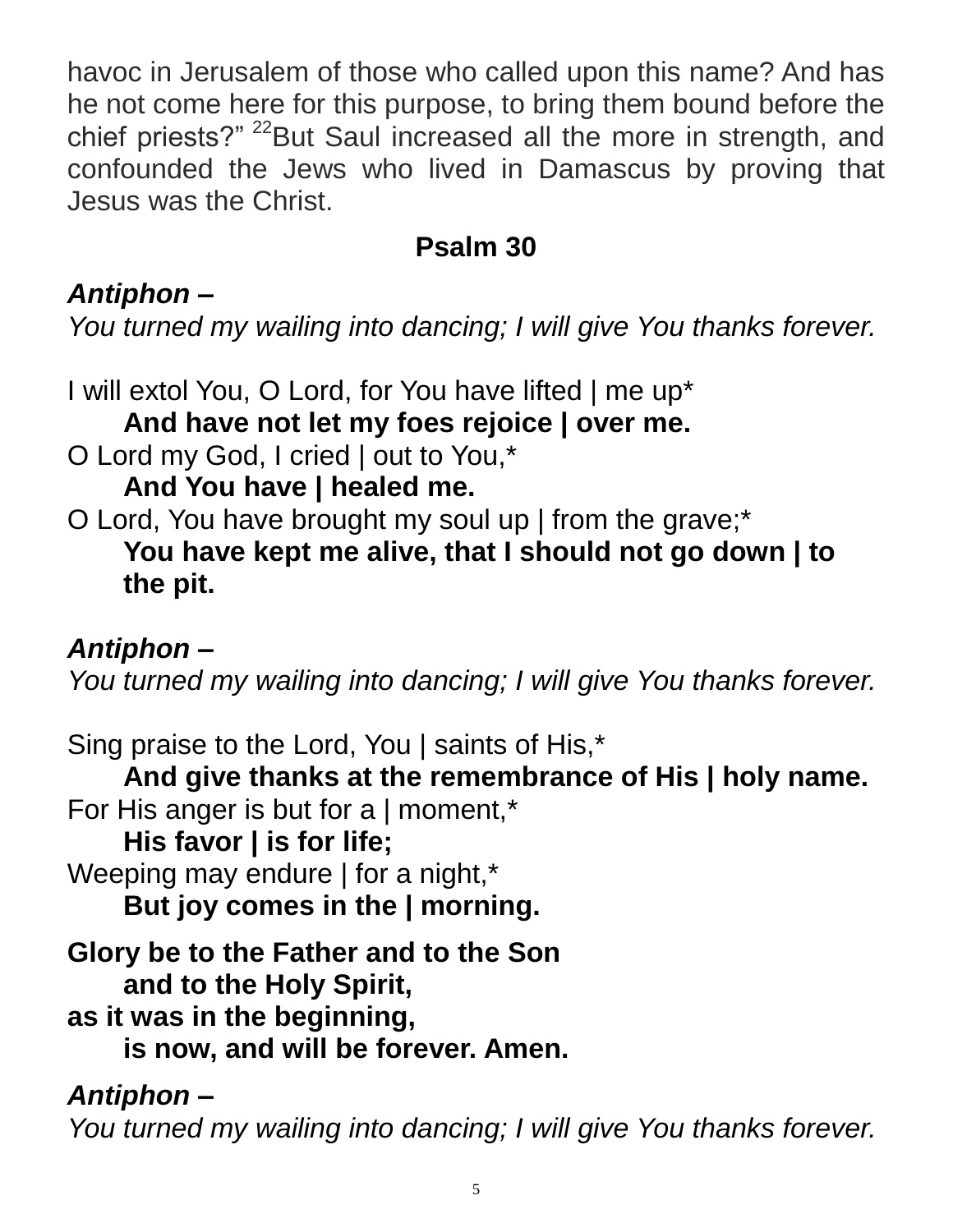havoc in Jerusalem of those who called upon this name? And has he not come here for this purpose, to bring them bound before the chief priests?” [22]But Saul increased all the more in strength, and confounded the Jews who lived in Damascus by proving that Jesus was the Christ.

## Psalm 30

***Antiphon –***
*You turned my wailing into dancing; I will give You thanks forever.*

I will extol You, O Lord, for You have lifted | me up*
**And have not let my foes rejoice | over me.**
O Lord my God, I cried | out to You,*
**And You have | healed me.**
O Lord, You have brought my soul up | from the grave;*
**You have kept me alive, that I should not go down | to the pit.**

***Antiphon –***
*You turned my wailing into dancing; I will give You thanks forever.*

Sing praise to the Lord, You | saints of His,*
**And give thanks at the remembrance of His | holy name.**
For His anger is but for a | moment,*
**His favor | is for life;**
Weeping may endure | for a night,*
**But joy comes in the | morning.**

**Glory be to the Father and to the Son**
**and to the Holy Spirit,**
**as it was in the beginning,**
**is now, and will be forever. Amen.**

***Antiphon –***
*You turned my wailing into dancing; I will give You thanks forever.*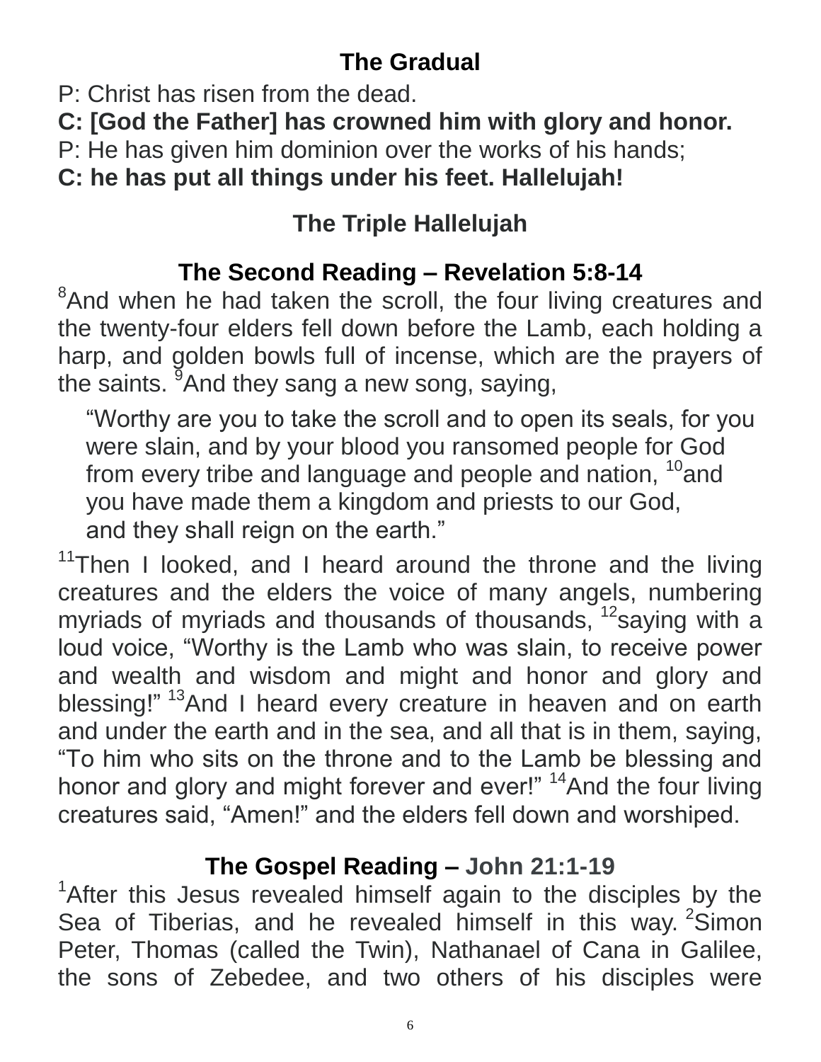## The Gradual

P: Christ has risen from the dead.

**C: [God the Father] has crowned him with glory and honor.**

P: He has given him dominion over the works of his hands;

**C: he has put all things under his feet. Hallelujah!**

## The Triple Hallelujah

## The Second Reading – Revelation 5:8-14

[8]And when he had taken the scroll, the four living creatures and the twenty-four elders fell down before the Lamb, each holding a harp, and golden bowls full of incense, which are the prayers of the saints. [9]And they sang a new song, saying,

> "Worthy are you to take the scroll and to open its seals, for you were slain, and by your blood you ransomed people for God from every tribe and language and people and nation, [10]and you have made them a kingdom and priests to our God, and they shall reign on the earth."

[11]Then I looked, and I heard around the throne and the living creatures and the elders the voice of many angels, numbering myriads of myriads and thousands of thousands, [12]saying with a loud voice, "Worthy is the Lamb who was slain, to receive power and wealth and wisdom and might and honor and glory and blessing!" [13]And I heard every creature in heaven and on earth and under the earth and in the sea, and all that is in them, saying, "To him who sits on the throne and to the Lamb be blessing and honor and glory and might forever and ever!" [14]And the four living creatures said, "Amen!" and the elders fell down and worshiped.

## The Gospel Reading – John 21:1-19

[1]After this Jesus revealed himself again to the disciples by the Sea of Tiberias, and he revealed himself in this way. [2]Simon Peter, Thomas (called the Twin), Nathanael of Cana in Galilee, the sons of Zebedee, and two others of his disciples were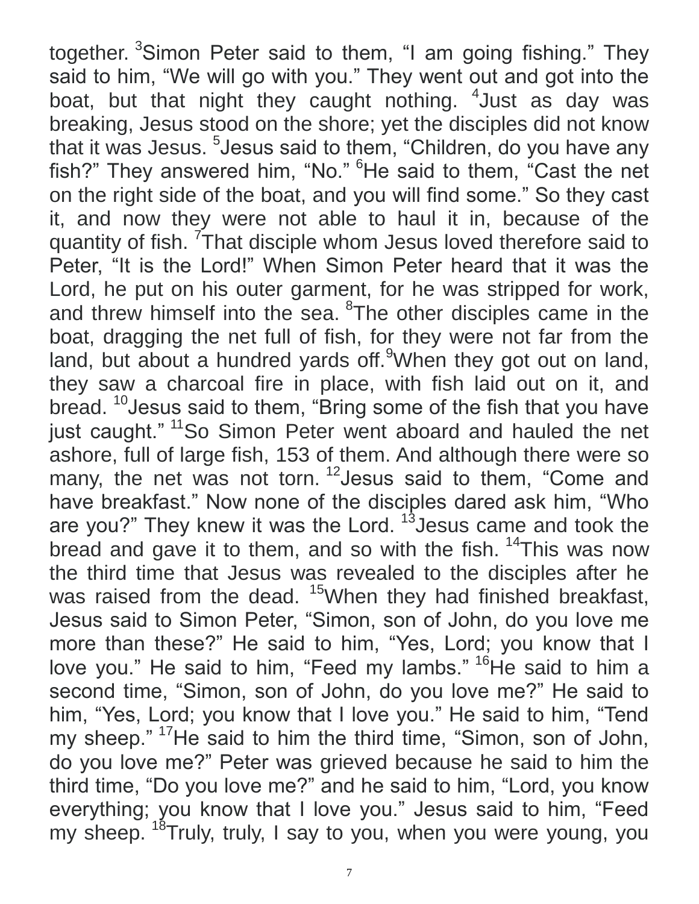together. [3]Simon Peter said to them, "I am going fishing." They said to him, "We will go with you." They went out and got into the boat, but that night they caught nothing. [4]Just as day was breaking, Jesus stood on the shore; yet the disciples did not know that it was Jesus. [5]Jesus said to them, "Children, do you have any fish?" They answered him, "No." [6]He said to them, "Cast the net on the right side of the boat, and you will find some." So they cast it, and now they were not able to haul it in, because of the quantity of fish. [7]That disciple whom Jesus loved therefore said to Peter, "It is the Lord!" When Simon Peter heard that it was the Lord, he put on his outer garment, for he was stripped for work, and threw himself into the sea. [8]The other disciples came in the boat, dragging the net full of fish, for they were not far from the land, but about a hundred yards off.[9]When they got out on land, they saw a charcoal fire in place, with fish laid out on it, and bread. [10]Jesus said to them, "Bring some of the fish that you have just caught." [11]So Simon Peter went aboard and hauled the net ashore, full of large fish, 153 of them. And although there were so many, the net was not torn. [12]Jesus said to them, "Come and have breakfast." Now none of the disciples dared ask him, "Who are you?" They knew it was the Lord. [13]Jesus came and took the bread and gave it to them, and so with the fish. [14]This was now the third time that Jesus was revealed to the disciples after he was raised from the dead. [15]When they had finished breakfast, Jesus said to Simon Peter, "Simon, son of John, do you love me more than these?" He said to him, "Yes, Lord; you know that I love you." He said to him, "Feed my lambs." [16]He said to him a second time, "Simon, son of John, do you love me?" He said to him, "Yes, Lord; you know that I love you." He said to him, "Tend my sheep." [17]He said to him the third time, "Simon, son of John, do you love me?" Peter was grieved because he said to him the third time, "Do you love me?" and he said to him, "Lord, you know everything; you know that I love you." Jesus said to him, "Feed my sheep. [18]Truly, truly, I say to you, when you were young, you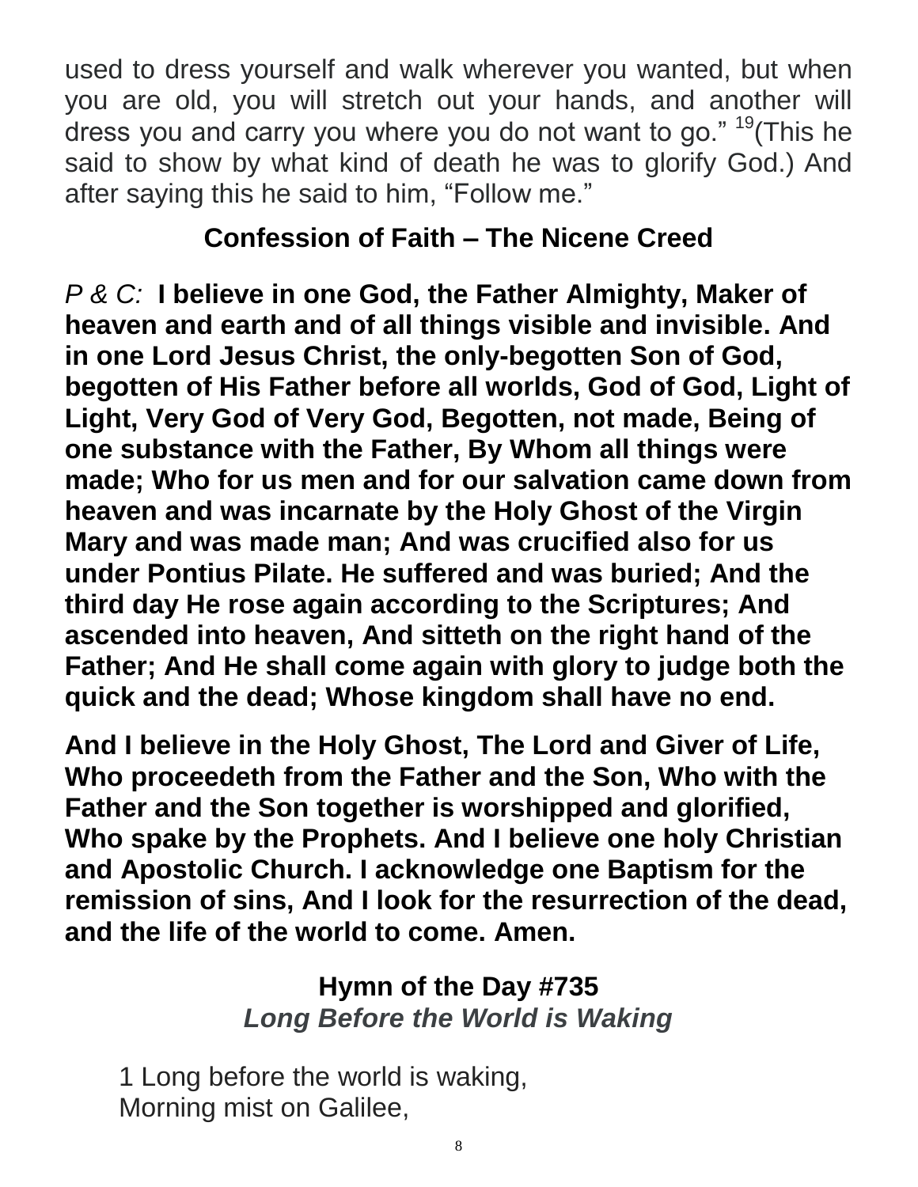used to dress yourself and walk wherever you wanted, but when you are old, you will stretch out your hands, and another will dress you and carry you where you do not want to go." [19](This he said to show by what kind of death he was to glorify God.) And after saying this he said to him, "Follow me."

## Confession of Faith – The Nicene Creed

*P & C:* **I believe in one God, the Father Almighty, Maker of heaven and earth and of all things visible and invisible. And in one Lord Jesus Christ, the only-begotten Son of God, begotten of His Father before all worlds, God of God, Light of Light, Very God of Very God, Begotten, not made, Being of one substance with the Father, By Whom all things were made; Who for us men and for our salvation came down from heaven and was incarnate by the Holy Ghost of the Virgin Mary and was made man; And was crucified also for us under Pontius Pilate. He suffered and was buried; And the third day He rose again according to the Scriptures; And ascended into heaven, And sitteth on the right hand of the Father; And He shall come again with glory to judge both the quick and the dead; Whose kingdom shall have no end.**

**And I believe in the Holy Ghost, The Lord and Giver of Life, Who proceedeth from the Father and the Son, Who with the Father and the Son together is worshipped and glorified, Who spake by the Prophets. And I believe one holy Christian and Apostolic Church. I acknowledge one Baptism for the remission of sins, And I look for the resurrection of the dead, and the life of the world to come. Amen.**

## Hymn of the Day #735

***Long Before the World is Waking***

1 Long before the world is waking,
Morning mist on Galilee,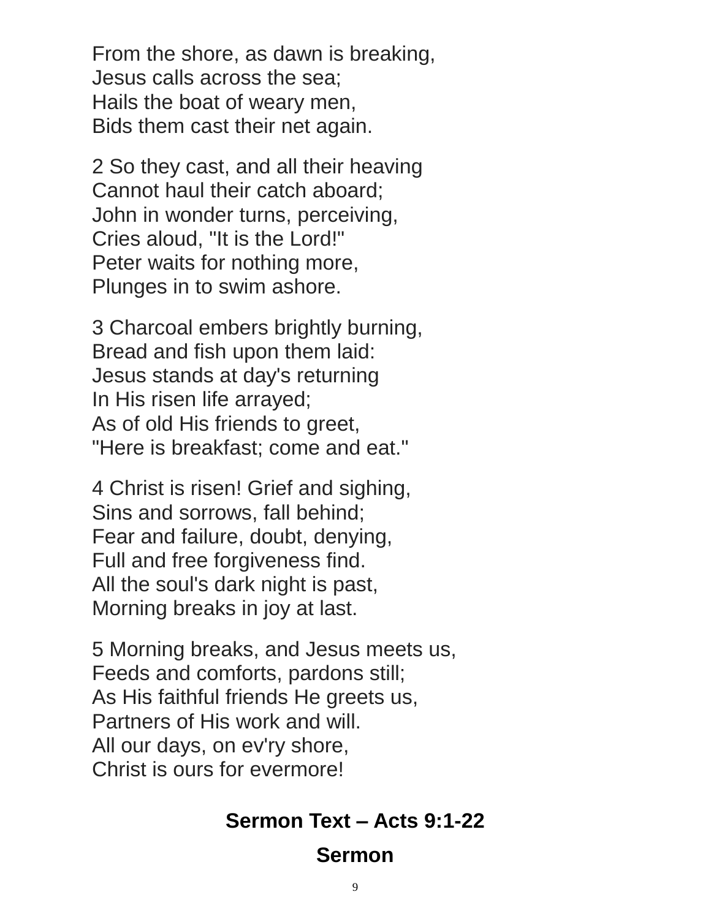From the shore, as dawn is breaking,
Jesus calls across the sea;
Hails the boat of weary men,
Bids them cast their net again.

2 So they cast, and all their heaving
Cannot haul their catch aboard;
John in wonder turns, perceiving,
Cries aloud, "It is the Lord!"
Peter waits for nothing more,
Plunges in to swim ashore.

3 Charcoal embers brightly burning,
Bread and fish upon them laid:
Jesus stands at day's returning
In His risen life arrayed;
As of old His friends to greet,
"Here is breakfast; come and eat."

4 Christ is risen! Grief and sighing,
Sins and sorrows, fall behind;
Fear and failure, doubt, denying,
Full and free forgiveness find.
All the soul's dark night is past,
Morning breaks in joy at last.

5 Morning breaks, and Jesus meets us,
Feeds and comforts, pardons still;
As His faithful friends He greets us,
Partners of His work and will.
All our days, on ev'ry shore,
Christ is ours for evermore!

## Sermon Text – Acts 9:1-22

## Sermon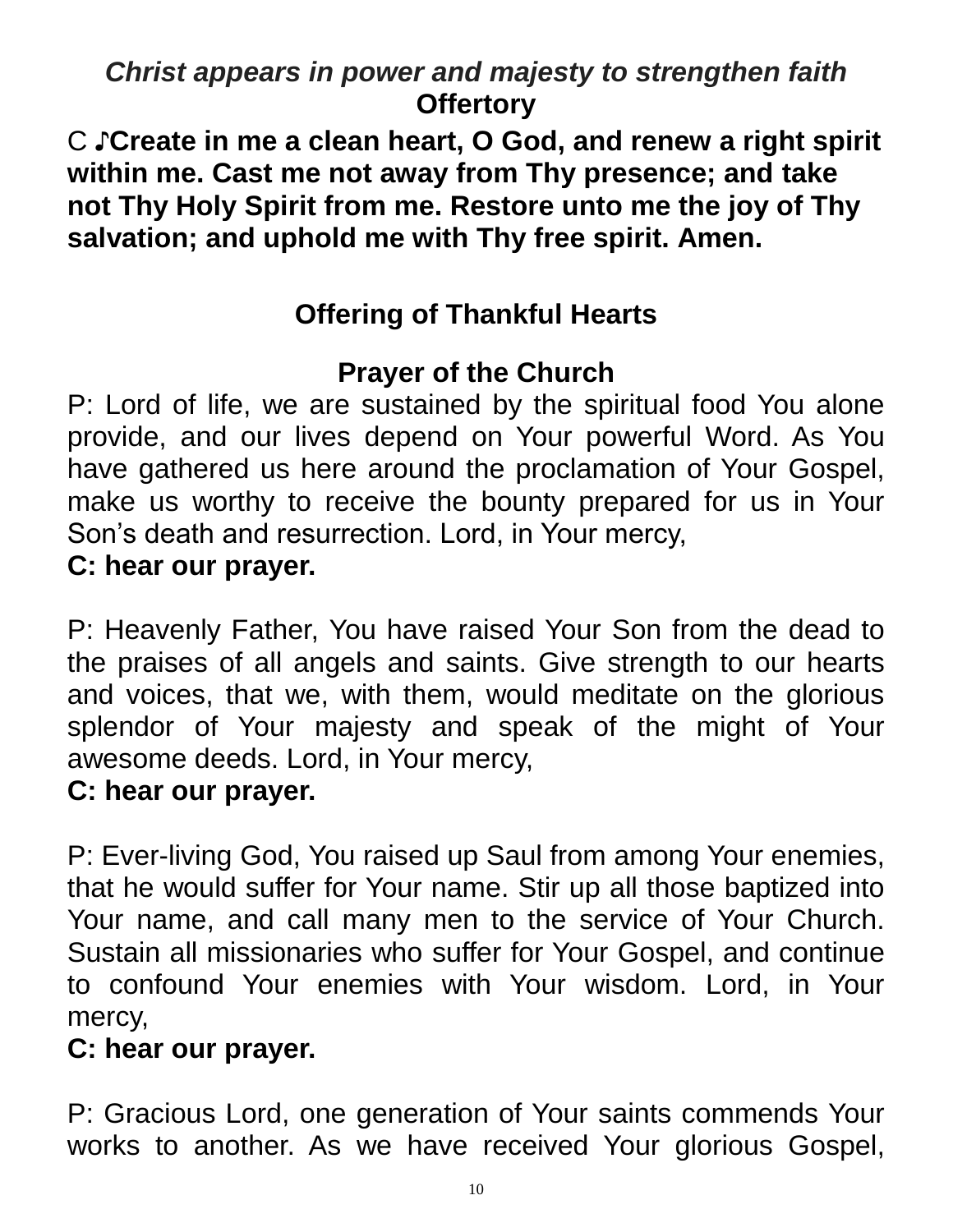***Christ appears in power and majesty to strengthen faith***

**Offertory**

C ♪**Create in me a clean heart, O God, and renew a right spirit within me. Cast me not away from Thy presence; and take not Thy Holy Spirit from me. Restore unto me the joy of Thy salvation; and uphold me with Thy free spirit. Amen.**

**Offering of Thankful Hearts**

**Prayer of the Church**

P: Lord of life, we are sustained by the spiritual food You alone provide, and our lives depend on Your powerful Word. As You have gathered us here around the proclamation of Your Gospel, make us worthy to receive the bounty prepared for us in Your Son's death and resurrection. Lord, in Your mercy,

**C: hear our prayer.**

P: Heavenly Father, You have raised Your Son from the dead to the praises of all angels and saints. Give strength to our hearts and voices, that we, with them, would meditate on the glorious splendor of Your majesty and speak of the might of Your awesome deeds. Lord, in Your mercy,

**C: hear our prayer.**

P: Ever-living God, You raised up Saul from among Your enemies, that he would suffer for Your name. Stir up all those baptized into Your name, and call many men to the service of Your Church. Sustain all missionaries who suffer for Your Gospel, and continue to confound Your enemies with Your wisdom. Lord, in Your mercy,

**C: hear our prayer.**

P: Gracious Lord, one generation of Your saints commends Your works to another. As we have received Your glorious Gospel,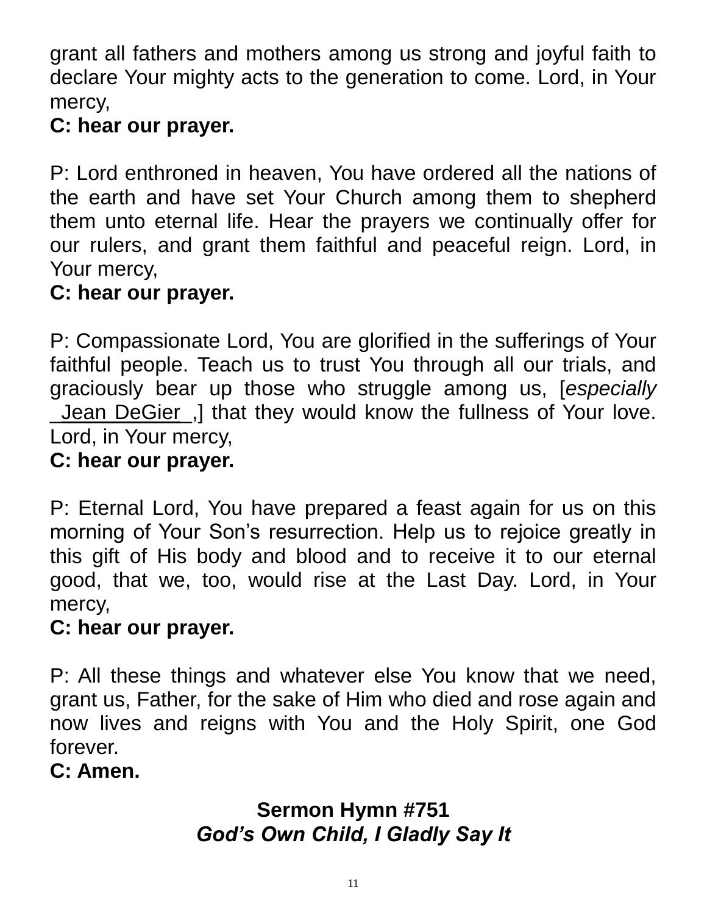grant all fathers and mothers among us strong and joyful faith to declare Your mighty acts to the generation to come. Lord, in Your mercy,
**C: hear our prayer.**

P: Lord enthroned in heaven, You have ordered all the nations of the earth and have set Your Church among them to shepherd them unto eternal life. Hear the prayers we continually offer for our rulers, and grant them faithful and peaceful reign. Lord, in Your mercy,
**C: hear our prayer.**

P: Compassionate Lord, You are glorified in the sufferings of Your faithful people. Teach us to trust You through all our trials, and graciously bear up those who struggle among us, [*especially* _Jean DeGier_,] that they would know the fullness of Your love. Lord, in Your mercy,
**C: hear our prayer.**

P: Eternal Lord, You have prepared a feast again for us on this morning of Your Son's resurrection. Help us to rejoice greatly in this gift of His body and blood and to receive it to our eternal good, that we, too, would rise at the Last Day. Lord, in Your mercy,
**C: hear our prayer.**

P: All these things and whatever else You know that we need, grant us, Father, for the sake of Him who died and rose again and now lives and reigns with You and the Holy Spirit, one God forever.
**C: Amen.**

## Sermon Hymn #751
### *God's Own Child, I Gladly Say It*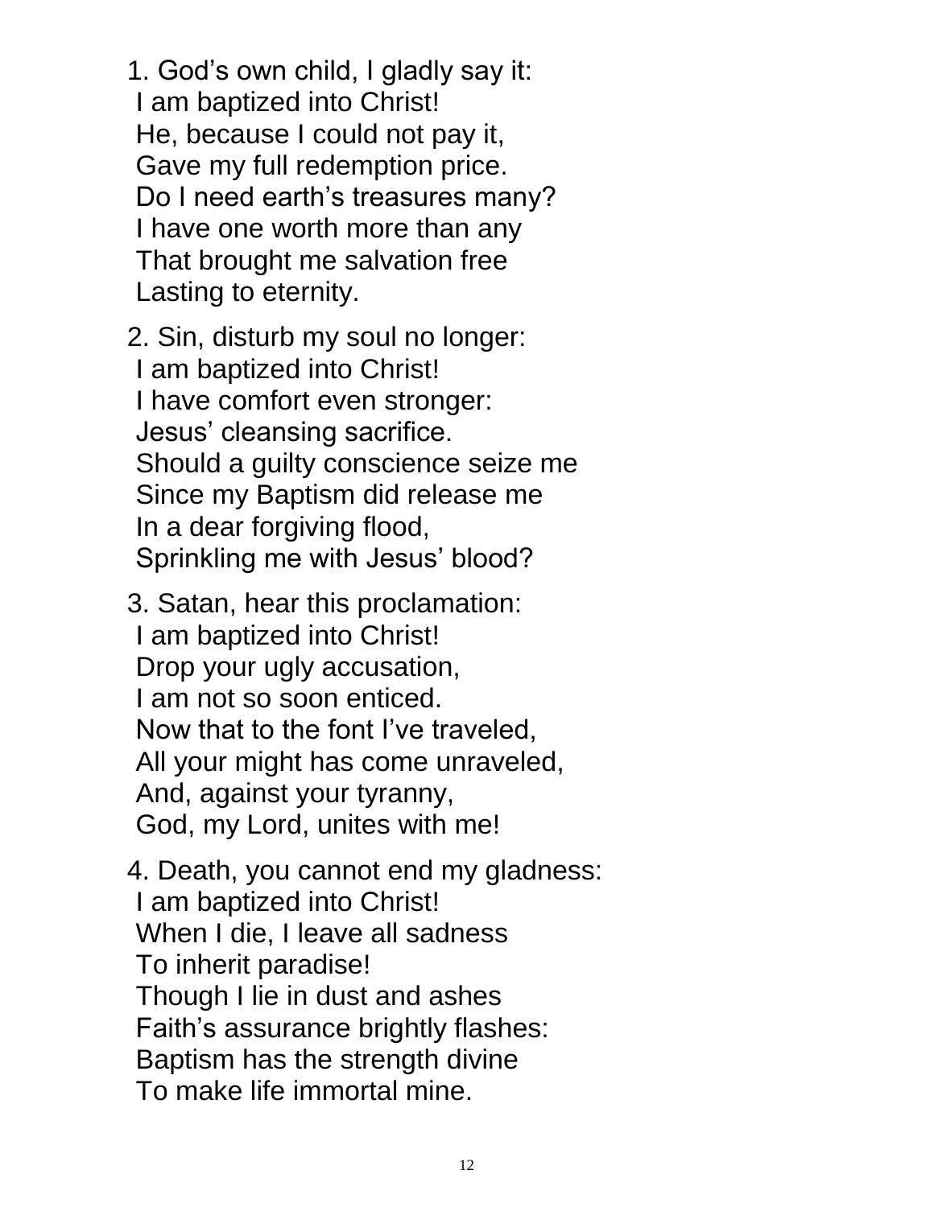1. God's own child, I gladly say it:  
I am baptized into Christ!  
He, because I could not pay it,  
Gave my full redemption price.  
Do I need earth's treasures many?  
I have one worth more than any  
That brought me salvation free  
Lasting to eternity.

2. Sin, disturb my soul no longer:  
I am baptized into Christ!  
I have comfort even stronger:  
Jesus' cleansing sacrifice.  
Should a guilty conscience seize me  
Since my Baptism did release me  
In a dear forgiving flood,  
Sprinkling me with Jesus' blood?

3. Satan, hear this proclamation:  
I am baptized into Christ!  
Drop your ugly accusation,  
I am not so soon enticed.  
Now that to the font I've traveled,  
All your might has come unraveled,  
And, against your tyranny,  
God, my Lord, unites with me!

4. Death, you cannot end my gladness:  
I am baptized into Christ!  
When I die, I leave all sadness  
To inherit paradise!  
Though I lie in dust and ashes  
Faith's assurance brightly flashes:  
Baptism has the strength divine  
To make life immortal mine.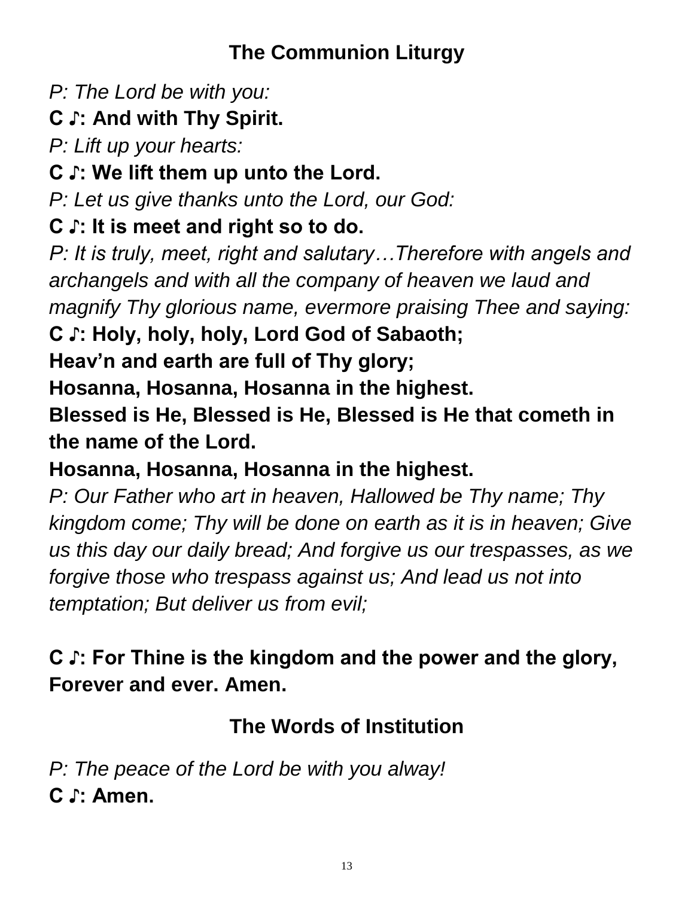## The Communion Liturgy

*P: The Lord be with you:*

**C ♪: And with Thy Spirit.**

*P: Lift up your hearts:*

**C ♪: We lift them up unto the Lord.**

*P: Let us give thanks unto the Lord, our God:*

**C ♪: It is meet and right so to do.**

*P: It is truly, meet, right and salutary…Therefore with angels and archangels and with all the company of heaven we laud and magnify Thy glorious name, evermore praising Thee and saying:*

**C ♪: Holy, holy, holy, Lord God of Sabaoth;**
**Heav'n and earth are full of Thy glory;**
**Hosanna, Hosanna, Hosanna in the highest.**
**Blessed is He, Blessed is He, Blessed is He that cometh in the name of the Lord.**
**Hosanna, Hosanna, Hosanna in the highest.**

*P: Our Father who art in heaven, Hallowed be Thy name; Thy kingdom come; Thy will be done on earth as it is in heaven; Give us this day our daily bread; And forgive us our trespasses, as we forgive those who trespass against us; And lead us not into temptation; But deliver us from evil;*

**C ♪: For Thine is the kingdom and the power and the glory, Forever and ever. Amen.**

## The Words of Institution

*P: The peace of the Lord be with you alway!*

**C ♪: Amen.**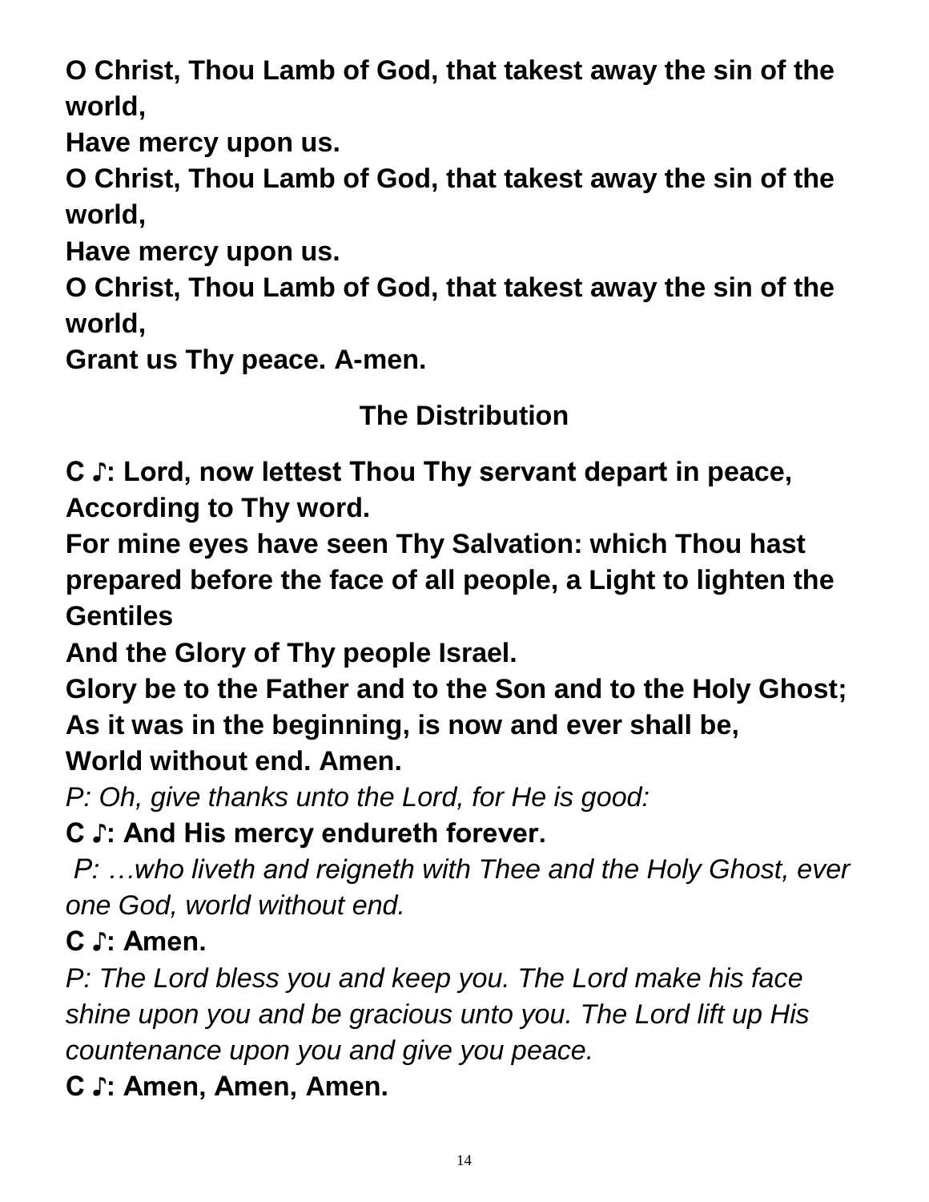**O Christ, Thou Lamb of God, that takest away the sin of the world,**
**Have mercy upon us.**
**O Christ, Thou Lamb of God, that takest away the sin of the world,**
**Have mercy upon us.**
**O Christ, Thou Lamb of God, that takest away the sin of the world,**
**Grant us Thy peace. A-men.**

## The Distribution

**C ♪: Lord, now lettest Thou Thy servant depart in peace, According to Thy word.**
**For mine eyes have seen Thy Salvation: which Thou hast prepared before the face of all people, a Light to lighten the Gentiles**
**And the Glory of Thy people Israel.**
**Glory be to the Father and to the Son and to the Holy Ghost;**
**As it was in the beginning, is now and ever shall be,**
**World without end. Amen.**

*P: Oh, give thanks unto the Lord, for He is good:*

**C ♪: And His mercy endureth forever.**

*P: …who liveth and reigneth with Thee and the Holy Ghost, ever one God, world without end.*

**C ♪: Amen.**

*P: The Lord bless you and keep you. The Lord make his face shine upon you and be gracious unto you. The Lord lift up His countenance upon you and give you peace.*

**C ♪: Amen, Amen, Amen.**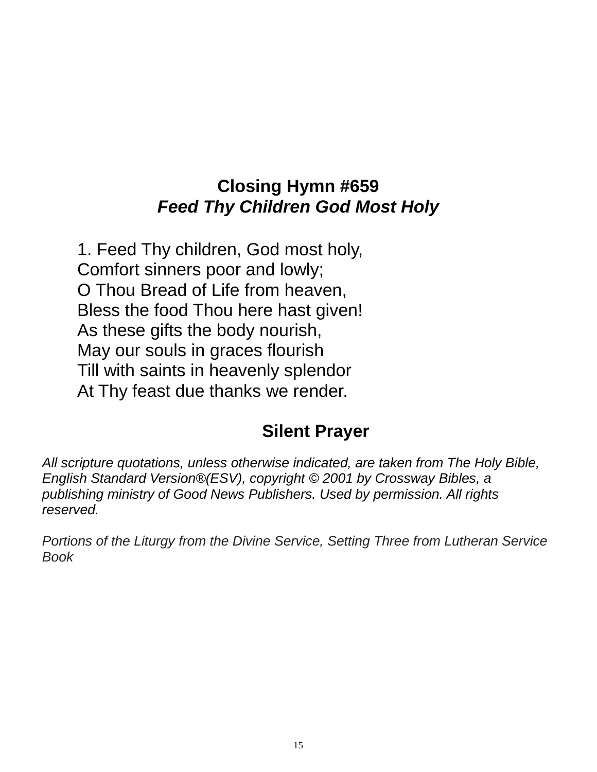## Closing Hymn #659

### *Feed Thy Children God Most Holy*

1. Feed Thy children, God most holy,
Comfort sinners poor and lowly;
O Thou Bread of Life from heaven,
Bless the food Thou here hast given!
As these gifts the body nourish,
May our souls in graces flourish
Till with saints in heavenly splendor
At Thy feast due thanks we render.

## Silent Prayer

*All scripture quotations, unless otherwise indicated, are taken from The Holy Bible, English Standard Version®(ESV), copyright © 2001 by Crossway Bibles, a publishing ministry of Good News Publishers. Used by permission. All rights reserved.*

*Portions of the Liturgy from the Divine Service, Setting Three from Lutheran Service Book*